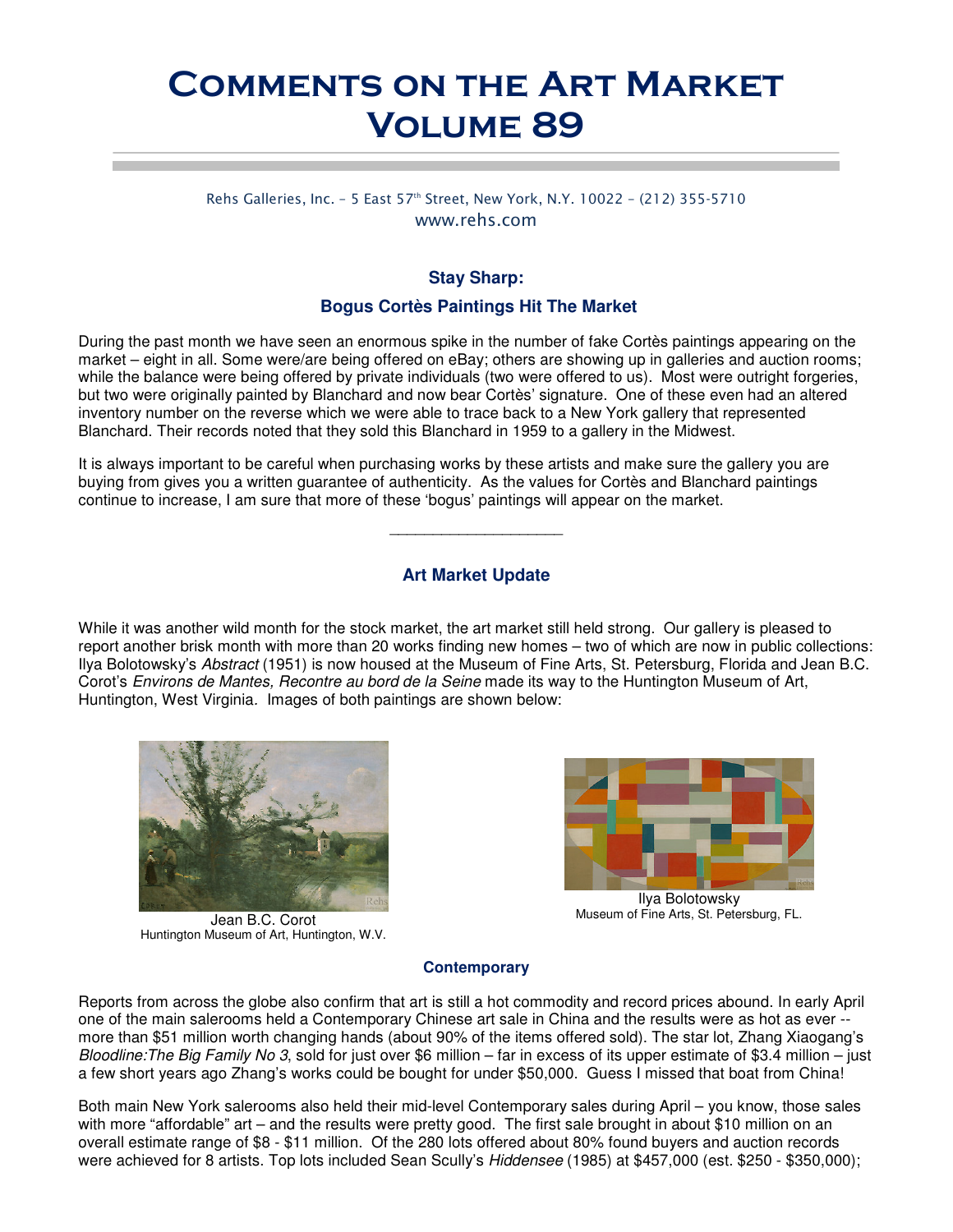# Comments on the Art Market Volume 89

Rehs Galleries, Inc. – 5 East 57th Street, New York, N.Y. 10022 – (212) 355-5710
www.rehs.com

### Stay Sharp:

### Bogus Cortès Paintings Hit The Market

During the past month we have seen an enormous spike in the number of fake Cortès paintings appearing on the market – eight in all. Some were/are being offered on eBay; others are showing up in galleries and auction rooms; while the balance were being offered by private individuals (two were offered to us). Most were outright forgeries, but two were originally painted by Blanchard and now bear Cortès' signature. One of these even had an altered inventory number on the reverse which we were able to trace back to a New York gallery that represented Blanchard. Their records noted that they sold this Blanchard in 1959 to a gallery in the Midwest.

It is always important to be careful when purchasing works by these artists and make sure the gallery you are buying from gives you a written guarantee of authenticity. As the values for Cortès and Blanchard paintings continue to increase, I am sure that more of these 'bogus' paintings will appear on the market.

---

### Art Market Update

While it was another wild month for the stock market, the art market still held strong. Our gallery is pleased to report another brisk month with more than 20 works finding new homes – two of which are now in public collections: Ilya Bolotowsky's *Abstract* (1951) is now housed at the Museum of Fine Arts, St. Petersburg, Florida and Jean B.C. Corot's *Environs de Mantes, Recontre au bord de la Seine* made its way to the Huntington Museum of Art, Huntington, West Virginia. Images of both paintings are shown below:

Jean B.C. Corot
Huntington Museum of Art, Huntington, W.V.

Ilya Bolotowsky
Museum of Fine Arts, St. Petersburg, FL.

#### Contemporary

Reports from across the globe also confirm that art is still a hot commodity and record prices abound. In early April one of the main salerooms held a Contemporary Chinese art sale in China and the results were as hot as ever -- more than $51 million worth changing hands (about 90% of the items offered sold). The star lot, Zhang Xiaogang's *Bloodline:The Big Family No 3*, sold for just over $6 million – far in excess of its upper estimate of $3.4 million – just a few short years ago Zhang's works could be bought for under $50,000. Guess I missed that boat from China!

Both main New York salerooms also held their mid-level Contemporary sales during April – you know, those sales with more "affordable" art – and the results were pretty good. The first sale brought in about $10 million on an overall estimate range of $8 - $11 million. Of the 280 lots offered about 80% found buyers and auction records were achieved for 8 artists. Top lots included Sean Scully's *Hiddensee* (1985) at $457,000 (est. $250 - $350,000);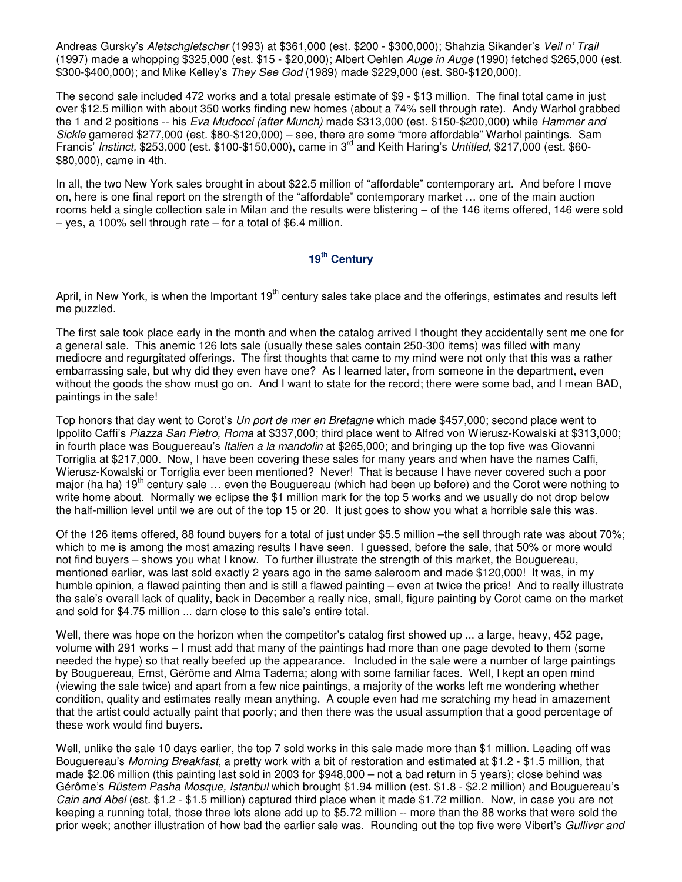Andreas Gursky's *Aletschgletscher* (1993) at $361,000 (est. $200 - $300,000); Shahzia Sikander's *Veil n' Trail* (1997) made a whopping $325,000 (est. $15 - $20,000); Albert Oehlen *Auge in Auge* (1990) fetched $265,000 (est. $300-$400,000); and Mike Kelley's *They See God* (1989) made $229,000 (est. $80-$120,000).

The second sale included 472 works and a total presale estimate of $9 - $13 million. The final total came in just over $12.5 million with about 350 works finding new homes (about a 74% sell through rate). Andy Warhol grabbed the 1 and 2 positions -- his *Eva Mudocci (after Munch)* made $313,000 (est. $150-$200,000) while *Hammer and Sickle* garnered $277,000 (est. $80-$120,000) – see, there are some "more affordable" Warhol paintings. Sam Francis' *Instinct,* $253,000 (est. $100-$150,000), came in 3rd and Keith Haring's *Untitled,* $217,000 (est. $60-$80,000), came in 4th.

In all, the two New York sales brought in about $22.5 million of "affordable" contemporary art. And before I move on, here is one final report on the strength of the "affordable" contemporary market … one of the main auction rooms held a single collection sale in Milan and the results were blistering – of the 146 items offered, 146 were sold – yes, a 100% sell through rate – for a total of $6.4 million.

## 19th Century

April, in New York, is when the Important 19th century sales take place and the offerings, estimates and results left me puzzled.

The first sale took place early in the month and when the catalog arrived I thought they accidentally sent me one for a general sale. This anemic 126 lots sale (usually these sales contain 250-300 items) was filled with many mediocre and regurgitated offerings. The first thoughts that came to my mind were not only that this was a rather embarrassing sale, but why did they even have one? As I learned later, from someone in the department, even without the goods the show must go on. And I want to state for the record; there were some bad, and I mean BAD, paintings in the sale!

Top honors that day went to Corot's *Un port de mer en Bretagne* which made $457,000; second place went to Ippolito Caffi's *Piazza San Pietro, Roma* at $337,000; third place went to Alfred von Wierusz-Kowalski at $313,000; in fourth place was Bouguereau's *Italien a la mandolin* at $265,000; and bringing up the top five was Giovanni Torriglia at $217,000. Now, I have been covering these sales for many years and when have the names Caffi, Wierusz-Kowalski or Torriglia ever been mentioned? Never! That is because I have never covered such a poor major (ha ha) 19th century sale … even the Bouguereau (which had been up before) and the Corot were nothing to write home about. Normally we eclipse the $1 million mark for the top 5 works and we usually do not drop below the half-million level until we are out of the top 15 or 20. It just goes to show you what a horrible sale this was.

Of the 126 items offered, 88 found buyers for a total of just under $5.5 million –the sell through rate was about 70%; which to me is among the most amazing results I have seen. I guessed, before the sale, that 50% or more would not find buyers – shows you what I know. To further illustrate the strength of this market, the Bouguereau, mentioned earlier, was last sold exactly 2 years ago in the same saleroom and made $120,000! It was, in my humble opinion, a flawed painting then and is still a flawed painting – even at twice the price! And to really illustrate the sale's overall lack of quality, back in December a really nice, small, figure painting by Corot came on the market and sold for $4.75 million ... darn close to this sale's entire total.

Well, there was hope on the horizon when the competitor's catalog first showed up ... a large, heavy, 452 page, volume with 291 works – I must add that many of the paintings had more than one page devoted to them (some needed the hype) so that really beefed up the appearance. Included in the sale were a number of large paintings by Bouguereau, Ernst, Gérôme and Alma Tadema; along with some familiar faces. Well, I kept an open mind (viewing the sale twice) and apart from a few nice paintings, a majority of the works left me wondering whether condition, quality and estimates really mean anything. A couple even had me scratching my head in amazement that the artist could actually paint that poorly; and then there was the usual assumption that a good percentage of these work would find buyers.

Well, unlike the sale 10 days earlier, the top 7 sold works in this sale made more than $1 million. Leading off was Bouguereau's *Morning Breakfast*, a pretty work with a bit of restoration and estimated at $1.2 - $1.5 million, that made $2.06 million (this painting last sold in 2003 for $948,000 – not a bad return in 5 years); close behind was Gérôme's *Rüstem Pasha Mosque, Istanbul* which brought $1.94 million (est. $1.8 - $2.2 million) and Bouguereau's *Cain and Abel* (est. $1.2 - $1.5 million) captured third place when it made $1.72 million. Now, in case you are not keeping a running total, those three lots alone add up to $5.72 million -- more than the 88 works that were sold the prior week; another illustration of how bad the earlier sale was. Rounding out the top five were Vibert's *Gulliver and*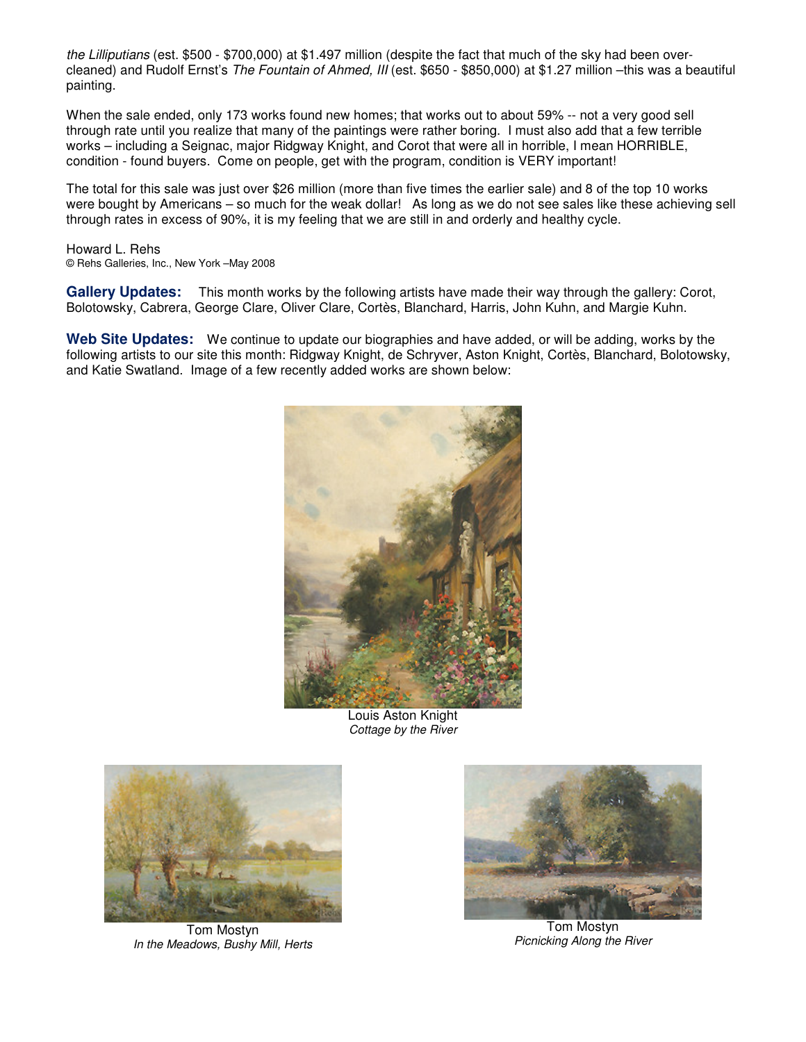*the Lilliputians* (est. $500 - $700,000) at $1.497 million (despite the fact that much of the sky had been over-cleaned) and Rudolf Ernst's *The Fountain of Ahmed, III* (est. $650 - $850,000) at $1.27 million –this was a beautiful painting.

When the sale ended, only 173 works found new homes; that works out to about 59% -- not a very good sell through rate until you realize that many of the paintings were rather boring. I must also add that a few terrible works – including a Seignac, major Ridgway Knight, and Corot that were all in horrible, I mean HORRIBLE, condition - found buyers. Come on people, get with the program, condition is VERY important!

The total for this sale was just over $26 million (more than five times the earlier sale) and 8 of the top 10 works were bought by Americans – so much for the weak dollar! As long as we do not see sales like these achieving sell through rates in excess of 90%, it is my feeling that we are still in and orderly and healthy cycle.

Howard L. Rehs
© Rehs Galleries, Inc., New York –May 2008

**Gallery Updates:** This month works by the following artists have made their way through the gallery: Corot, Bolotowsky, Cabrera, George Clare, Oliver Clare, Cortès, Blanchard, Harris, John Kuhn, and Margie Kuhn.

**Web Site Updates:** We continue to update our biographies and have added, or will be adding, works by the following artists to our site this month: Ridgway Knight, de Schryver, Aston Knight, Cortès, Blanchard, Bolotowsky, and Katie Swatland. Image of a few recently added works are shown below:

Louis Aston Knight
*Cottage by the River*

Tom Mostyn
*In the Meadows, Bushy Mill, Herts*

Tom Mostyn
*Picnicking Along the River*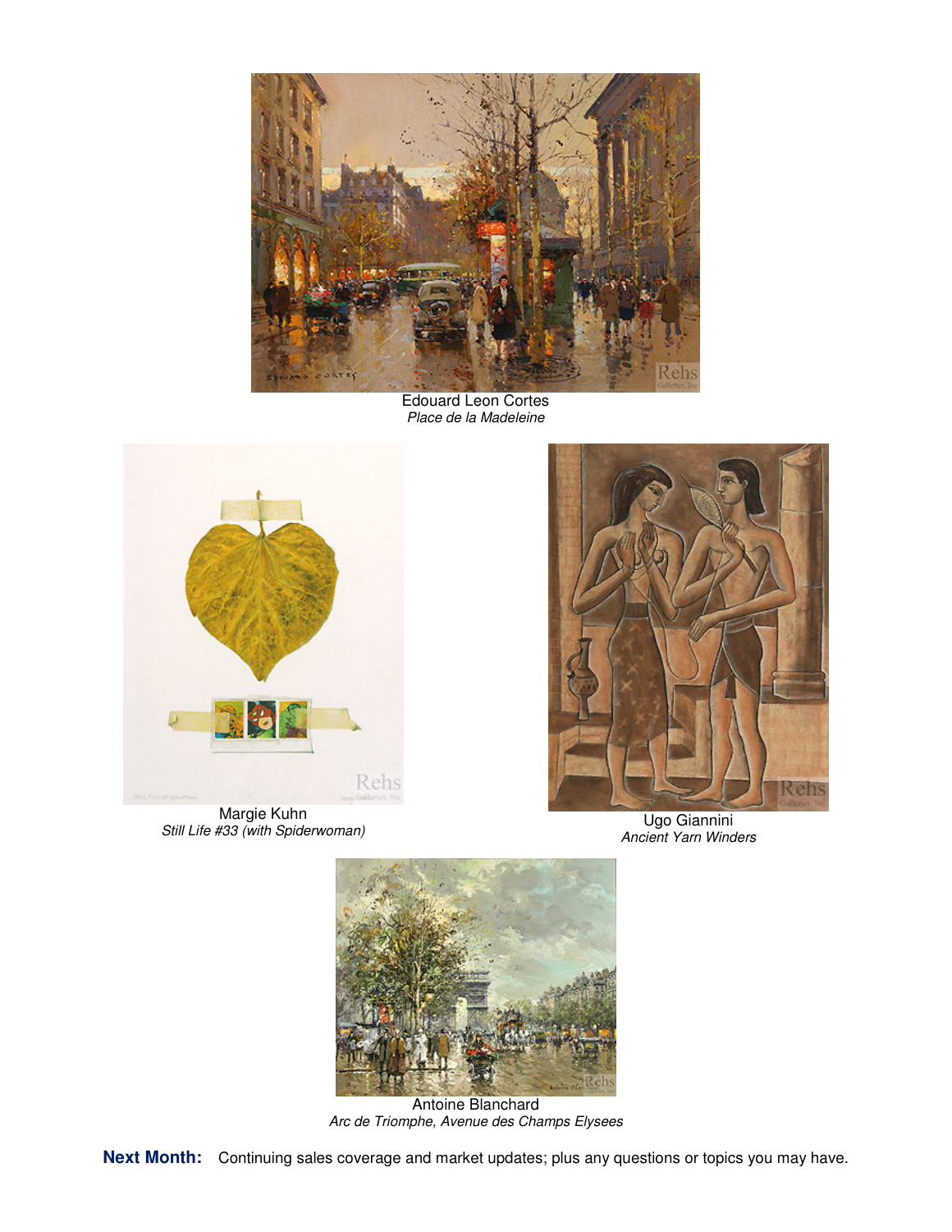Edouard Leon Cortes
*Place de la Madeleine*

Margie Kuhn
*Still Life #33 (with Spiderwoman)*

Ugo Giannini
*Ancient Yarn Winders*

Antoine Blanchard
*Arc de Triomphe, Avenue des Champs Elysees*

**Next Month:** Continuing sales coverage and market updates; plus any questions or topics you may have.